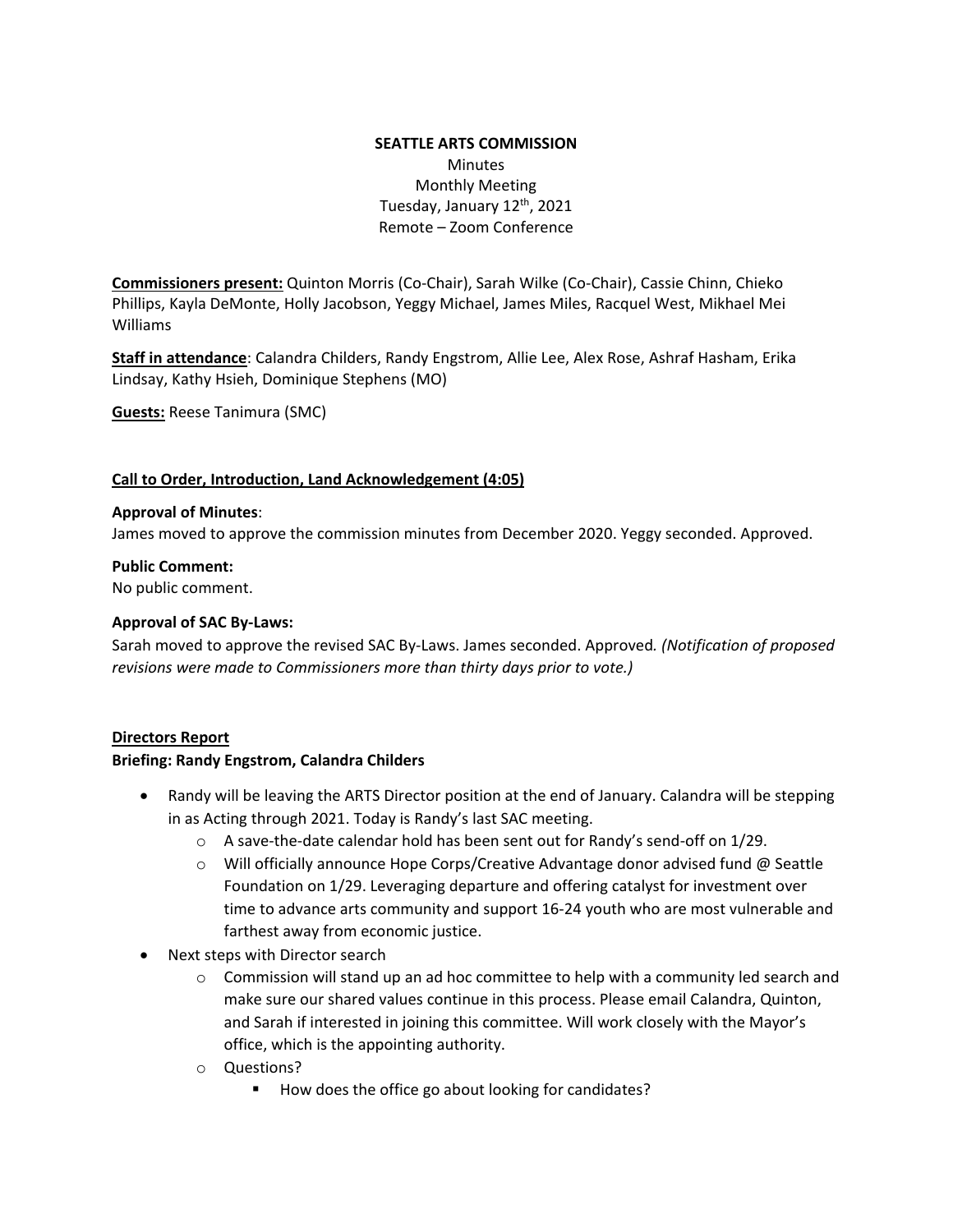**SEATTLE ARTS COMMISSION**

Minutes
Monthly Meeting
Tuesday, January 12th, 2021
Remote – Zoom Conference

**Commissioners present:** Quinton Morris (Co-Chair), Sarah Wilke (Co-Chair), Cassie Chinn, Chieko Phillips, Kayla DeMonte, Holly Jacobson, Yeggy Michael, James Miles, Racquel West, Mikhael Mei Williams

**Staff in attendance**: Calandra Childers, Randy Engstrom, Allie Lee, Alex Rose, Ashraf Hasham, Erika Lindsay, Kathy Hsieh, Dominique Stephens (MO)

**Guests:** Reese Tanimura (SMC)

**Call to Order, Introduction, Land Acknowledgement (4:05)**

**Approval of Minutes**:
James moved to approve the commission minutes from December 2020. Yeggy seconded. Approved.

**Public Comment:**
No public comment.

**Approval of SAC By-Laws:**
Sarah moved to approve the revised SAC By-Laws. James seconded. Approved. *(Notification of proposed revisions were made to Commissioners more than thirty days prior to vote.)*

**Directors Report**

**Briefing: Randy Engstrom, Calandra Childers**

- Randy will be leaving the ARTS Director position at the end of January. Calandra will be stepping in as Acting through 2021. Today is Randy's last SAC meeting.
  - A save-the-date calendar hold has been sent out for Randy's send-off on 1/29.
  - Will officially announce Hope Corps/Creative Advantage donor advised fund @ Seattle Foundation on 1/29. Leveraging departure and offering catalyst for investment over time to advance arts community and support 16-24 youth who are most vulnerable and farthest away from economic justice.
- Next steps with Director search
  - Commission will stand up an ad hoc committee to help with a community led search and make sure our shared values continue in this process. Please email Calandra, Quinton, and Sarah if interested in joining this committee. Will work closely with the Mayor's office, which is the appointing authority.
  - Questions?
    - How does the office go about looking for candidates?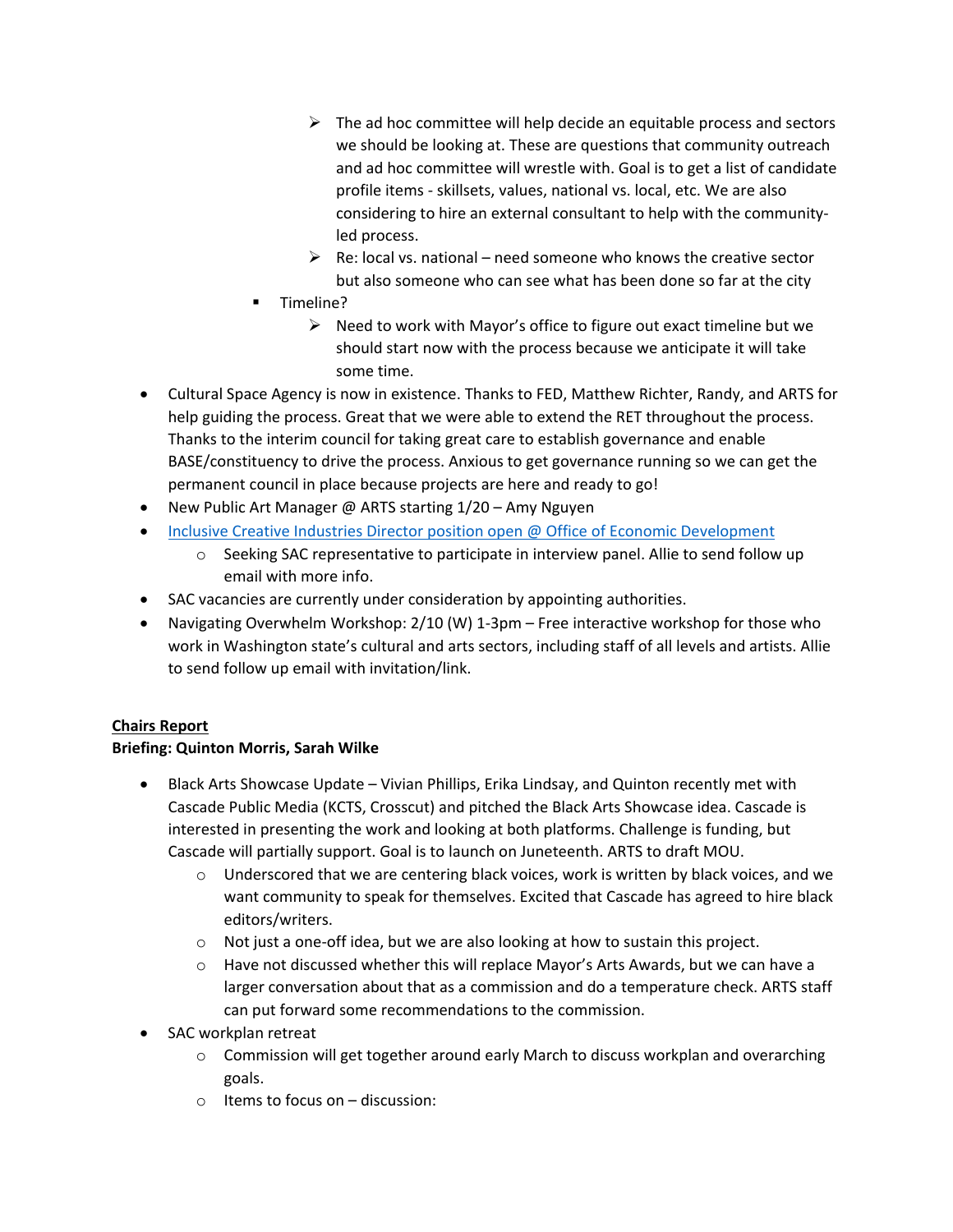- The ad hoc committee will help decide an equitable process and sectors we should be looking at. These are questions that community outreach and ad hoc committee will wrestle with. Goal is to get a list of candidate profile items - skillsets, values, national vs. local, etc. We are also considering to hire an external consultant to help with the community-led process.
        - Re: local vs. national – need someone who knows the creative sector but also someone who can see what has been done so far at the city
    - Timeline?
        - Need to work with Mayor's office to figure out exact timeline but we should start now with the process because we anticipate it will take some time.

- Cultural Space Agency is now in existence. Thanks to FED, Matthew Richter, Randy, and ARTS for help guiding the process. Great that we were able to extend the RET throughout the process. Thanks to the interim council for taking great care to establish governance and enable BASE/constituency to drive the process. Anxious to get governance running so we can get the permanent council in place because projects are here and ready to go!
- New Public Art Manager @ ARTS starting 1/20 – Amy Nguyen
- Inclusive Creative Industries Director position open @ Office of Economic Development
    - Seeking SAC representative to participate in interview panel. Allie to send follow up email with more info.
- SAC vacancies are currently under consideration by appointing authorities.
- Navigating Overwhelm Workshop: 2/10 (W) 1-3pm – Free interactive workshop for those who work in Washington state's cultural and arts sectors, including staff of all levels and artists. Allie to send follow up email with invitation/link.

**Chairs Report**

**Briefing: Quinton Morris, Sarah Wilke**

- Black Arts Showcase Update – Vivian Phillips, Erika Lindsay, and Quinton recently met with Cascade Public Media (KCTS, Crosscut) and pitched the Black Arts Showcase idea. Cascade is interested in presenting the work and looking at both platforms. Challenge is funding, but Cascade will partially support. Goal is to launch on Juneteenth. ARTS to draft MOU.
    - Underscored that we are centering black voices, work is written by black voices, and we want community to speak for themselves. Excited that Cascade has agreed to hire black editors/writers.
    - Not just a one-off idea, but we are also looking at how to sustain this project.
    - Have not discussed whether this will replace Mayor's Arts Awards, but we can have a larger conversation about that as a commission and do a temperature check. ARTS staff can put forward some recommendations to the commission.
- SAC workplan retreat
    - Commission will get together around early March to discuss workplan and overarching goals.
    - Items to focus on – discussion: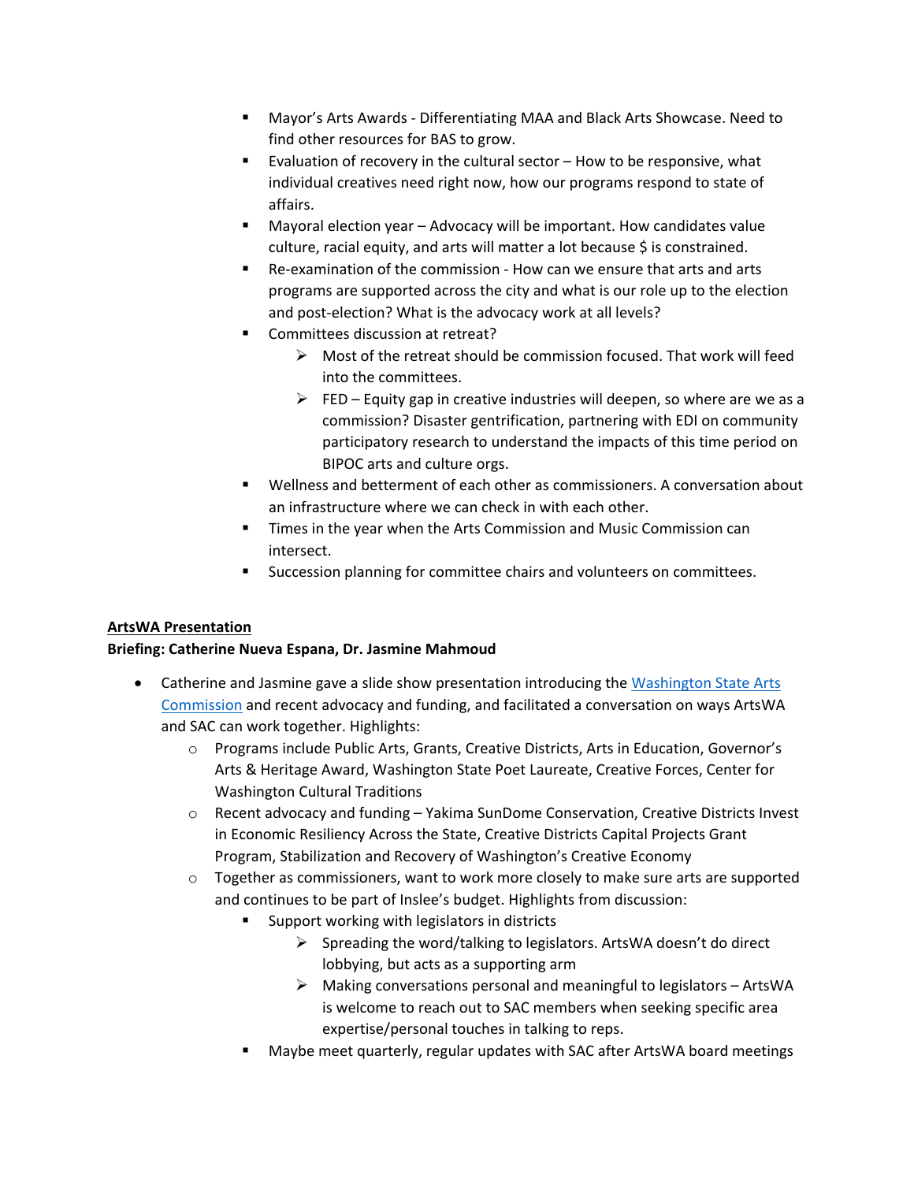- Mayor's Arts Awards - Differentiating MAA and Black Arts Showcase. Need to find other resources for BAS to grow.
    - Evaluation of recovery in the cultural sector – How to be responsive, what individual creatives need right now, how our programs respond to state of affairs.
    - Mayoral election year – Advocacy will be important. How candidates value culture, racial equity, and arts will matter a lot because $ is constrained.
    - Re-examination of the commission - How can we ensure that arts and arts programs are supported across the city and what is our role up to the election and post-election? What is the advocacy work at all levels?
    - Committees discussion at retreat?
      - Most of the retreat should be commission focused. That work will feed into the committees.
      - FED – Equity gap in creative industries will deepen, so where are we as a commission? Disaster gentrification, partnering with EDI on community participatory research to understand the impacts of this time period on BIPOC arts and culture orgs.
    - Wellness and betterment of each other as commissioners. A conversation about an infrastructure where we can check in with each other.
    - Times in the year when the Arts Commission and Music Commission can intersect.
    - Succession planning for committee chairs and volunteers on committees.

<u>**ArtsWA Presentation**</u>

**Briefing: Catherine Nueva Espana, Dr. Jasmine Mahmoud**

- Catherine and Jasmine gave a slide show presentation introducing the [Washington State Arts Commission]() and recent advocacy and funding, and facilitated a conversation on ways ArtsWA and SAC can work together. Highlights:
  - Programs include Public Arts, Grants, Creative Districts, Arts in Education, Governor's Arts & Heritage Award, Washington State Poet Laureate, Creative Forces, Center for Washington Cultural Traditions
  - Recent advocacy and funding – Yakima SunDome Conservation, Creative Districts Invest in Economic Resiliency Across the State, Creative Districts Capital Projects Grant Program, Stabilization and Recovery of Washington's Creative Economy
  - Together as commissioners, want to work more closely to make sure arts are supported and continues to be part of Inslee's budget. Highlights from discussion:
    - Support working with legislators in districts
      - Spreading the word/talking to legislators. ArtsWA doesn't do direct lobbying, but acts as a supporting arm
      - Making conversations personal and meaningful to legislators – ArtsWA is welcome to reach out to SAC members when seeking specific area expertise/personal touches in talking to reps.
    - Maybe meet quarterly, regular updates with SAC after ArtsWA board meetings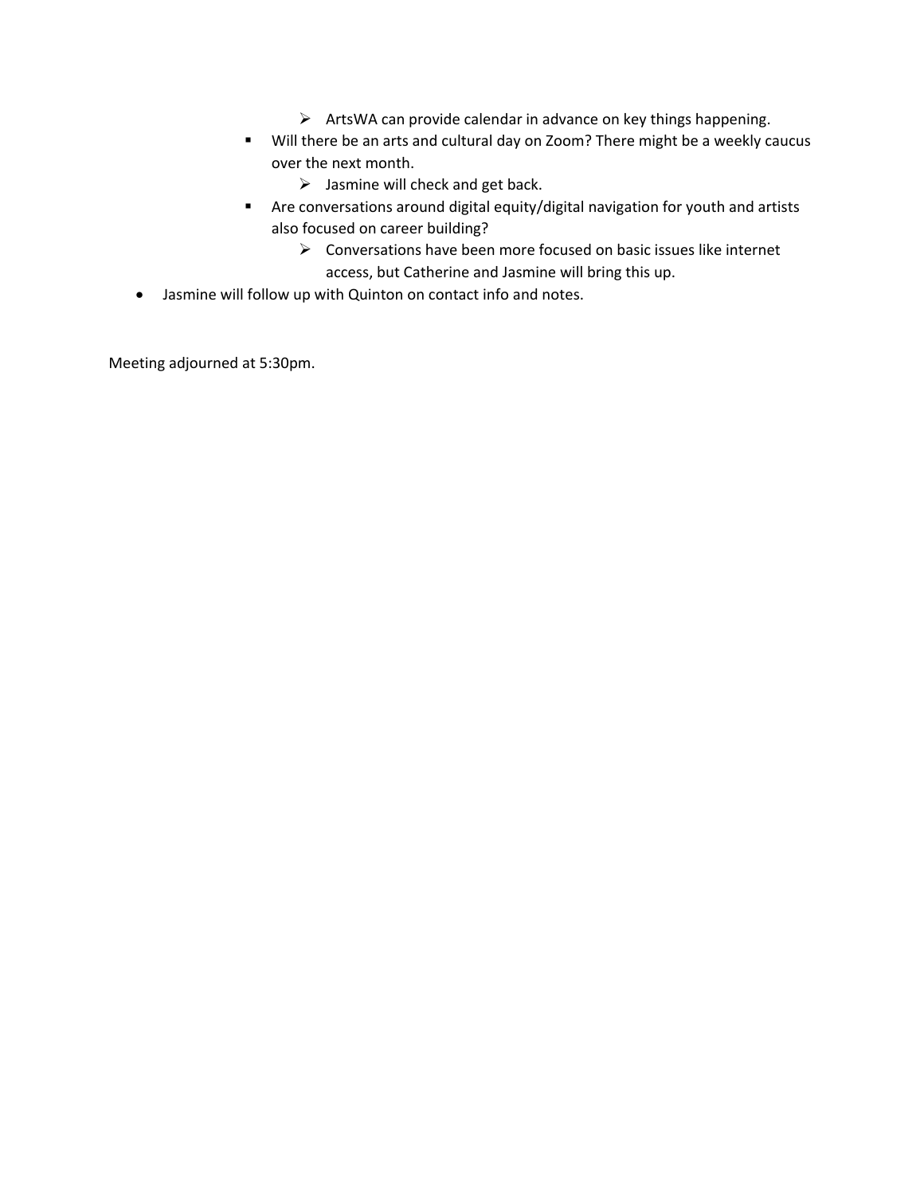- ArtsWA can provide calendar in advance on key things happening.
    - Will there be an arts and cultural day on Zoom? There might be a weekly caucus over the next month.
        - Jasmine will check and get back.
    - Are conversations around digital equity/digital navigation for youth and artists also focused on career building?
        - Conversations have been more focused on basic issues like internet access, but Catherine and Jasmine will bring this up.
- Jasmine will follow up with Quinton on contact info and notes.

Meeting adjourned at 5:30pm.